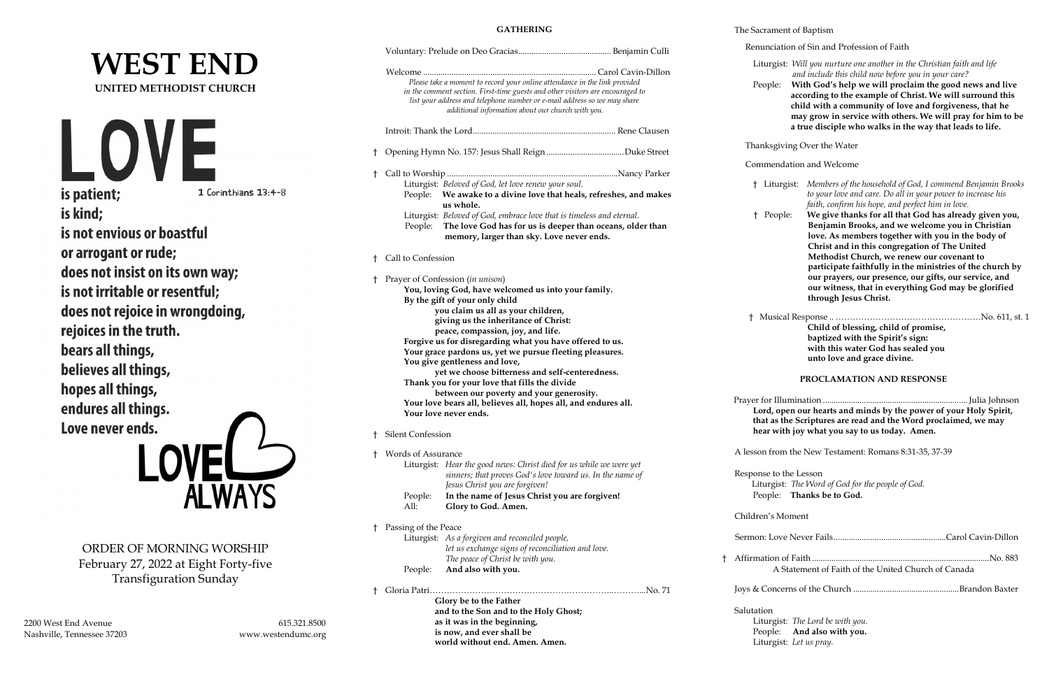# WEST END

**UNITED METHODIST CHURCH**

**LOVE**

**is patient;** 1 Corinthians 13:4-8

**is kind;**

**is not envious or boastful**

**or arrogant or rude;**

**does not insist on its own way;**

**is not irritable or resentful;**

**does not rejoice in wrongdoing,**

**rejoices in the truth.**

**bears all things,**

**believes all things,**

**hopes all things,**

**endures all things.**

**Love never ends.**

**LOVE ALWAYS**

ORDER OF MORNING WORSHIP
February 27, 2022 at Eight Forty-five
Transfiguration Sunday

2200 West End Avenue
Nashville, Tennessee 37203

615.321.8500
www.westendumc.org

## GATHERING

Voluntary: Prelude on Deo Gracias........................................... Benjamin Culli

Welcome ................................................................................ Carol Cavin-Dillon

*Please take a moment to record your online attendance in the link provided in the comment section. First-time guests and other visitors are encouraged to list your address and telephone number or e-mail address so we may share additional information about our church with you.*

Introit: Thank the Lord.................................................................. Rene Clausen

† Opening Hymn No. 157: Jesus Shall Reign ....................................Duke Street

† Call to Worship ...............................................................................Nancy Parker

Liturgist: *Beloved of God, let love renew your soul.*
People: **We awake to a divine love that heals, refreshes, and makes us whole.**
Liturgist: *Beloved of God, embrace love that is timeless and eternal.*
People: **The love God has for us is deeper than oceans, older than memory, larger than sky. Love never ends.**

† Call to Confession

† Prayer of Confession (*in unison*)

**You, loving God, have welcomed us into your family.**
**By the gift of your only child**
**you claim us all as your children,**
**giving us the inheritance of Christ:**
**peace, compassion, joy, and life.**
**Forgive us for disregarding what you have offered to us.**
**Your grace pardons us, yet we pursue fleeting pleasures.**
**You give gentleness and love,**
**yet we choose bitterness and self-centeredness.**
**Thank you for your love that fills the divide**
**between our poverty and your generosity.**
**Your love bears all, believes all, hopes all, and endures all.**
**Your love never ends.**

† Silent Confession

† Words of Assurance

Liturgist: *Hear the good news: Christ died for us while we were yet sinners; that proves God's love toward us. In the name of Jesus Christ you are forgiven!*
People: **In the name of Jesus Christ you are forgiven!**
All: **Glory to God. Amen.**

† Passing of the Peace

Liturgist: *As a forgiven and reconciled people, let us exchange signs of reconciliation and love. The peace of Christ be with you.*
People: **And also with you.**

† Gloria Patri………………………………………………………….………...No. 71

**Glory be to the Father**
**and to the Son and to the Holy Ghost;**
**as it was in the beginning,**
**is now, and ever shall be**
**world without end. Amen. Amen.**

The Sacrament of Baptism

Renunciation of Sin and Profession of Faith

Liturgist: *Will you nurture one another in the Christian faith and life and include this child now before you in your care?*
People: **With God's help we will proclaim the good news and live according to the example of Christ. We will surround this child with a community of love and forgiveness, that he may grow in service with others. We will pray for him to be a true disciple who walks in the way that leads to life.**

Thanksgiving Over the Water

Commendation and Welcome

† Liturgist: *Members of the household of God, I commend Benjamin Brooks to your love and care. Do all in your power to increase his faith, confirm his hope, and perfect him in love.*
† People: **We give thanks for all that God has already given you, Benjamin Brooks, and we welcome you in Christian love. As members together with you in the body of Christ and in this congregation of The United Methodist Church, we renew our covenant to participate faithfully in the ministries of the church by our prayers, our presence, our gifts, our service, and our witness, that in everything God may be glorified through Jesus Christ.**

† Musical Response .. ……………………………………………No. 611, st. 1

**Child of blessing, child of promise,**
**baptized with the Spirit's sign:**
**with this water God has sealed you**
**unto love and grace divine.**

## PROCLAMATION AND RESPONSE

Prayer for Illumination ................................................................... Julia Johnson

**Lord, open our hearts and minds by the power of your Holy Spirit, that as the Scriptures are read and the Word proclaimed, we may hear with joy what you say to us today. Amen.**

A lesson from the New Testament: Romans 8:31-35, 37-39

Response to the Lesson

Liturgist: *The Word of God for the people of God.*
People: **Thanks be to God.**

Children's Moment

Sermon: Love Never Fails.....................................................Carol Cavin-Dillon

† Affirmation of Faith ..................................................................................No. 883

A Statement of Faith of the United Church of Canada

Joys & Concerns of the Church .................................................Brandon Baxter

Salutation

Liturgist: *The Lord be with you.*
People: **And also with you.**
Liturgist: *Let us pray.*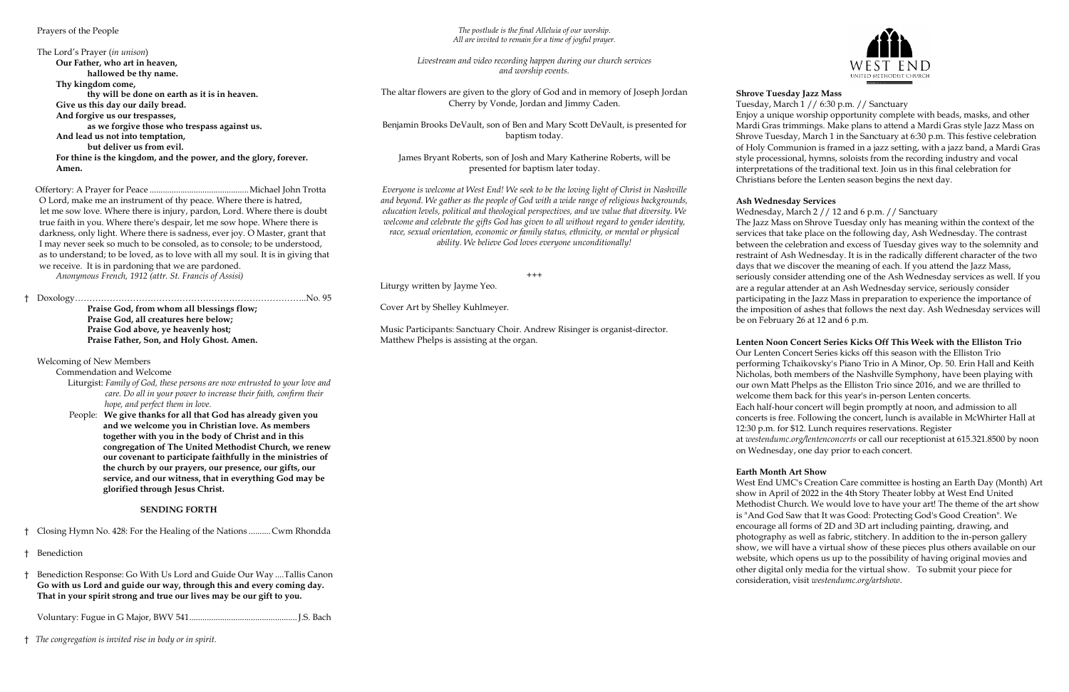Prayers of the People

The Lord's Prayer (*in unison*)

**Our Father, who art in heaven,**
**hallowed be thy name.**
**Thy kingdom come,**
**thy will be done on earth as it is in heaven.**
**Give us this day our daily bread.**
**And forgive us our trespasses,**
**as we forgive those who trespass against us.**
**And lead us not into temptation,**
**but deliver us from evil.**
**For thine is the kingdom, and the power, and the glory, forever.**
**Amen.**

Offertory: A Prayer for Peace ............................................ Michael John Trotta

O Lord, make me an instrument of thy peace. Where there is hatred, let me sow love. Where there is injury, pardon, Lord. Where there is doubt true faith in you. Where there's despair, let me sow hope. Where there is darkness, only light. Where there is sadness, ever joy. O Master, grant that I may never seek so much to be consoled, as to console; to be understood, as to understand; to be loved, as to love with all my soul. It is in giving that we receive. It is in pardoning that we are pardoned.

*Anonymous French, 1912 (attr. St. Francis of Assisi)*

† Doxology……………………………………………………………………..No. 95

**Praise God, from whom all blessings flow;**
**Praise God, all creatures here below;**
**Praise God above, ye heavenly host;**
**Praise Father, Son, and Holy Ghost. Amen.**

Welcoming of New Members

Commendation and Welcome

Liturgist: *Family of God, these persons are now entrusted to your love and care. Do all in your power to increase their faith, confirm their hope, and perfect them in love.*

People: **We give thanks for all that God has already given you and we welcome you in Christian love. As members together with you in the body of Christ and in this congregation of The United Methodist Church, we renew our covenant to participate faithfully in the ministries of the church by our prayers, our presence, our gifts, our service, and our witness, that in everything God may be glorified through Jesus Christ.**

**SENDING FORTH**

† Closing Hymn No. 428: For the Healing of the Nations .......... Cwm Rhondda

† Benediction

† Benediction Response: Go With Us Lord and Guide Our Way .... Tallis Canon
**Go with us Lord and guide our way, through this and every coming day. That in your spirit strong and true our lives may be our gift to you.**

Voluntary: Fugue in G Major, BWV 541................................................ J.S. Bach

† *The congregation is invited rise in body or in spirit.*

*The postlude is the final Alleluia of our worship. All are invited to remain for a time of joyful prayer.*

*Livestream and video recording happen during our church services and worship events.*

The altar flowers are given to the glory of God and in memory of Joseph Jordan Cherry by Vonde, Jordan and Jimmy Caden.

Benjamin Brooks DeVault, son of Ben and Mary Scott DeVault, is presented for baptism today.

James Bryant Roberts, son of Josh and Mary Katherine Roberts, will be presented for baptism later today.

*Everyone is welcome at West End! We seek to be the loving light of Christ in Nashville and beyond. We gather as the people of God with a wide range of religious backgrounds, education levels, political and theological perspectives, and we value that diversity. We welcome and celebrate the gifts God has given to all without regard to gender identity, race, sexual orientation, economic or family status, ethnicity, or mental or physical ability. We believe God loves everyone unconditionally!*

+++

Liturgy written by Jayme Yeo.

Cover Art by Shelley Kuhlmeyer.

Music Participants: Sanctuary Choir. Andrew Risinger is organist-director. Matthew Phelps is assisting at the organ.

WEST END
UNITED METHODIST CHURCH

**Shrove Tuesday Jazz Mass**

Tuesday, March 1 // 6:30 p.m. // Sanctuary

Enjoy a unique worship opportunity complete with beads, masks, and other Mardi Gras trimmings. Make plans to attend a Mardi Gras style Jazz Mass on Shrove Tuesday, March 1 in the Sanctuary at 6:30 p.m. This festive celebration of Holy Communion is framed in a jazz setting, with a jazz band, a Mardi Gras style processional, hymns, soloists from the recording industry and vocal interpretations of the traditional text. Join us in this final celebration for Christians before the Lenten season begins the next day.

**Ash Wednesday Services**

Wednesday, March 2 // 12 and 6 p.m. // Sanctuary

The Jazz Mass on Shrove Tuesday only has meaning within the context of the services that take place on the following day, Ash Wednesday. The contrast between the celebration and excess of Tuesday gives way to the solemnity and restraint of Ash Wednesday. It is in the radically different character of the two days that we discover the meaning of each. If you attend the Jazz Mass, seriously consider attending one of the Ash Wednesday services as well. If you are a regular attender at an Ash Wednesday service, seriously consider participating in the Jazz Mass in preparation to experience the importance of the imposition of ashes that follows the next day. Ash Wednesday services will be on February 26 at 12 and 6 p.m.

**Lenten Noon Concert Series Kicks Off This Week with the Elliston Trio**

Our Lenten Concert Series kicks off this season with the Elliston Trio performing Tchaikovsky's Piano Trio in A Minor, Op. 50. Erin Hall and Keith Nicholas, both members of the Nashville Symphony, have been playing with our own Matt Phelps as the Elliston Trio since 2016, and we are thrilled to welcome them back for this year's in-person Lenten concerts.

Each half-hour concert will begin promptly at noon, and admission to all concerts is free. Following the concert, lunch is available in McWhirter Hall at 12:30 p.m. for $12. Lunch requires reservations. Register at *westendumc.org/lentenconcerts* or call our receptionist at 615.321.8500 by noon on Wednesday, one day prior to each concert.

**Earth Month Art Show**

West End UMC's Creation Care committee is hosting an Earth Day (Month) Art show in April of 2022 in the 4th Story Theater lobby at West End United Methodist Church. We would love to have your art! The theme of the art show is "And God Saw that It was Good: Protecting God's Good Creation". We encourage all forms of 2D and 3D art including painting, drawing, and photography as well as fabric, stitchery. In addition to the in-person gallery show, we will have a virtual show of these pieces plus others available on our website, which opens us up to the possibility of having original movies and other digital only media for the virtual show. To submit your piece for consideration, visit *westendumc.org/artshow*.